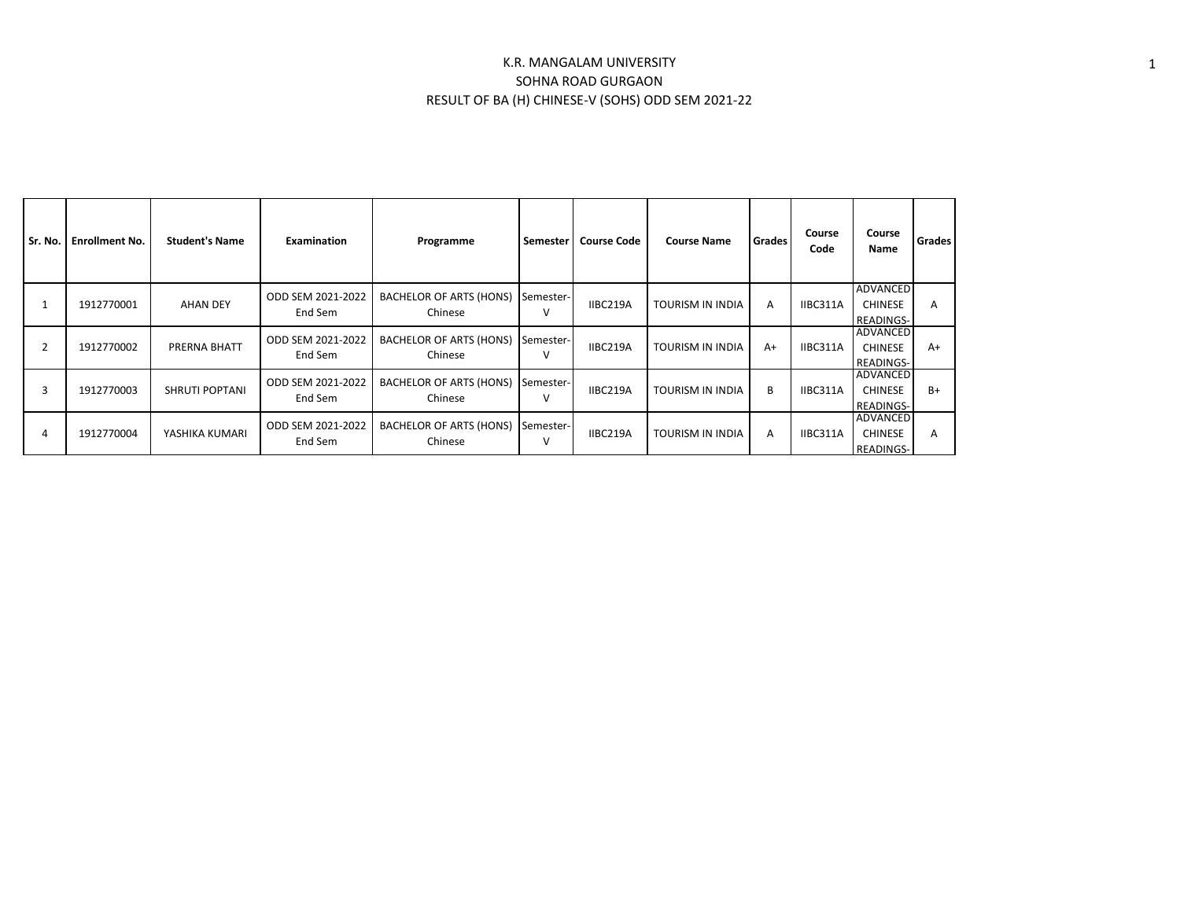K.R. MANGALAM UNIVERSITY

SOHNA ROAD GURGAON

RESULT OF BA (H) CHINESE-V (SOHS) ODD SEM 2021-22

| Sr. No. | Enrollment No. | Student's Name | Examination | Programme | Semester | Course Code | Course Name | Grades | Course Code | Course Name | Grades |
|---|---|---|---|---|---|---|---|---|---|---|---|
| 1 | 1912770001 | AHAN DEY | ODD SEM 2021-2022 End Sem | BACHELOR OF ARTS (HONS) Chinese | Semester-V | IIBC219A | TOURISM IN INDIA | A | IIBC311A | ADVANCED CHINESE READINGS- | A |
| 2 | 1912770002 | PRERNA BHATT | ODD SEM 2021-2022 End Sem | BACHELOR OF ARTS (HONS) Chinese | Semester-V | IIBC219A | TOURISM IN INDIA | A+ | IIBC311A | ADVANCED CHINESE READINGS- | A+ |
| 3 | 1912770003 | SHRUTI POPTANI | ODD SEM 2021-2022 End Sem | BACHELOR OF ARTS (HONS) Chinese | Semester-V | IIBC219A | TOURISM IN INDIA | B | IIBC311A | ADVANCED CHINESE READINGS- | B+ |
| 4 | 1912770004 | YASHIKA KUMARI | ODD SEM 2021-2022 End Sem | BACHELOR OF ARTS (HONS) Chinese | Semester-V | IIBC219A | TOURISM IN INDIA | A | IIBC311A | ADVANCED CHINESE READINGS- | A |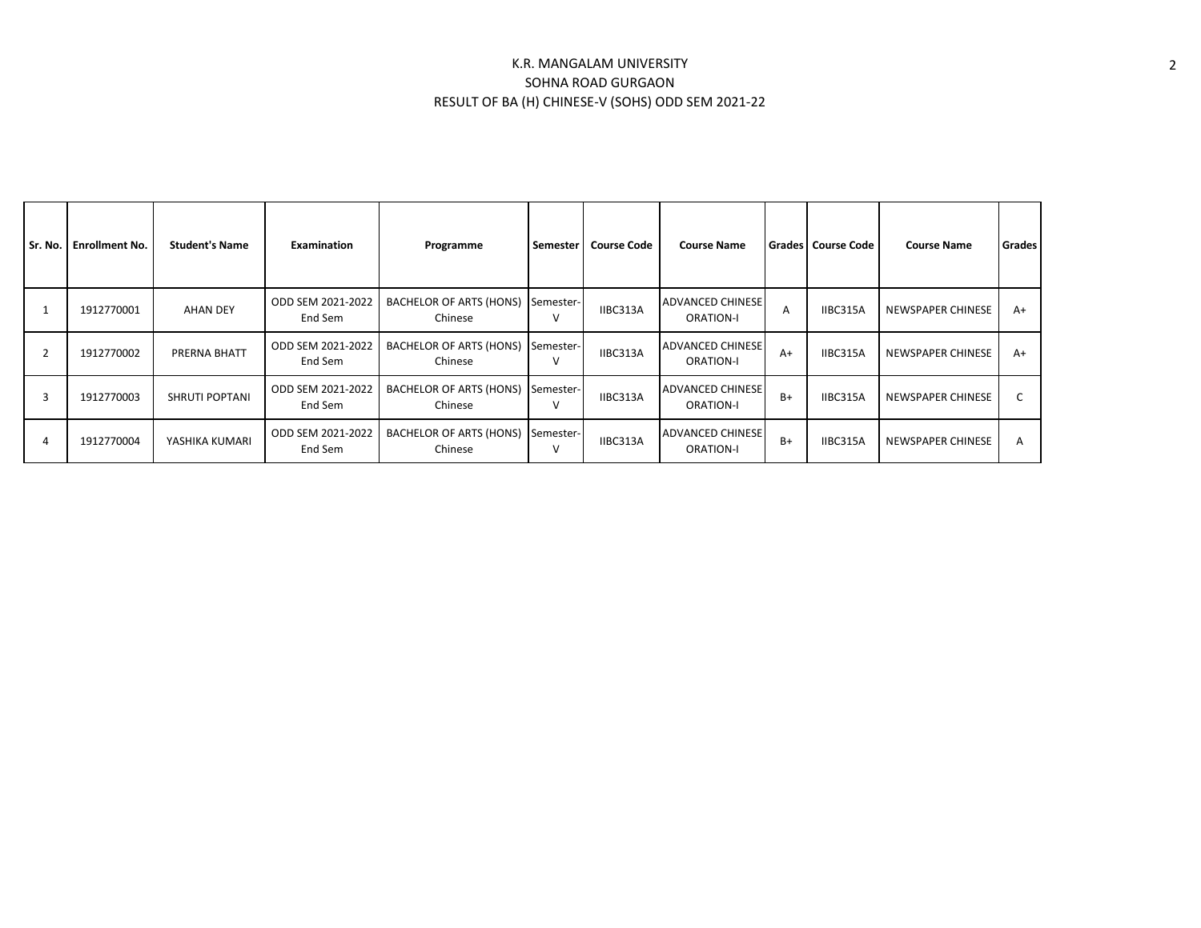K.R. MANGALAM UNIVERSITY
SOHNA ROAD GURGAON
RESULT OF BA (H) CHINESE-V (SOHS) ODD SEM 2021-22

| Sr. No. | Enrollment No. | Student's Name | Examination | Programme | Semester | Course Code | Course Name | Grades | Course Code | Course Name | Grades |
|---|---|---|---|---|---|---|---|---|---|---|---|
| 1 | 1912770001 | AHAN DEY | ODD SEM 2021-2022 End Sem | BACHELOR OF ARTS (HONS) Chinese | Semester-V | IIBC313A | ADVANCED CHINESE ORATION-I | A | IIBC315A | NEWSPAPER CHINESE | A+ |
| 2 | 1912770002 | PRERNA BHATT | ODD SEM 2021-2022 End Sem | BACHELOR OF ARTS (HONS) Chinese | Semester-V | IIBC313A | ADVANCED CHINESE ORATION-I | A+ | IIBC315A | NEWSPAPER CHINESE | A+ |
| 3 | 1912770003 | SHRUTI POPTANI | ODD SEM 2021-2022 End Sem | BACHELOR OF ARTS (HONS) Chinese | Semester-V | IIBC313A | ADVANCED CHINESE ORATION-I | B+ | IIBC315A | NEWSPAPER CHINESE | C |
| 4 | 1912770004 | YASHIKA KUMARI | ODD SEM 2021-2022 End Sem | BACHELOR OF ARTS (HONS) Chinese | Semester-V | IIBC313A | ADVANCED CHINESE ORATION-I | B+ | IIBC315A | NEWSPAPER CHINESE | A |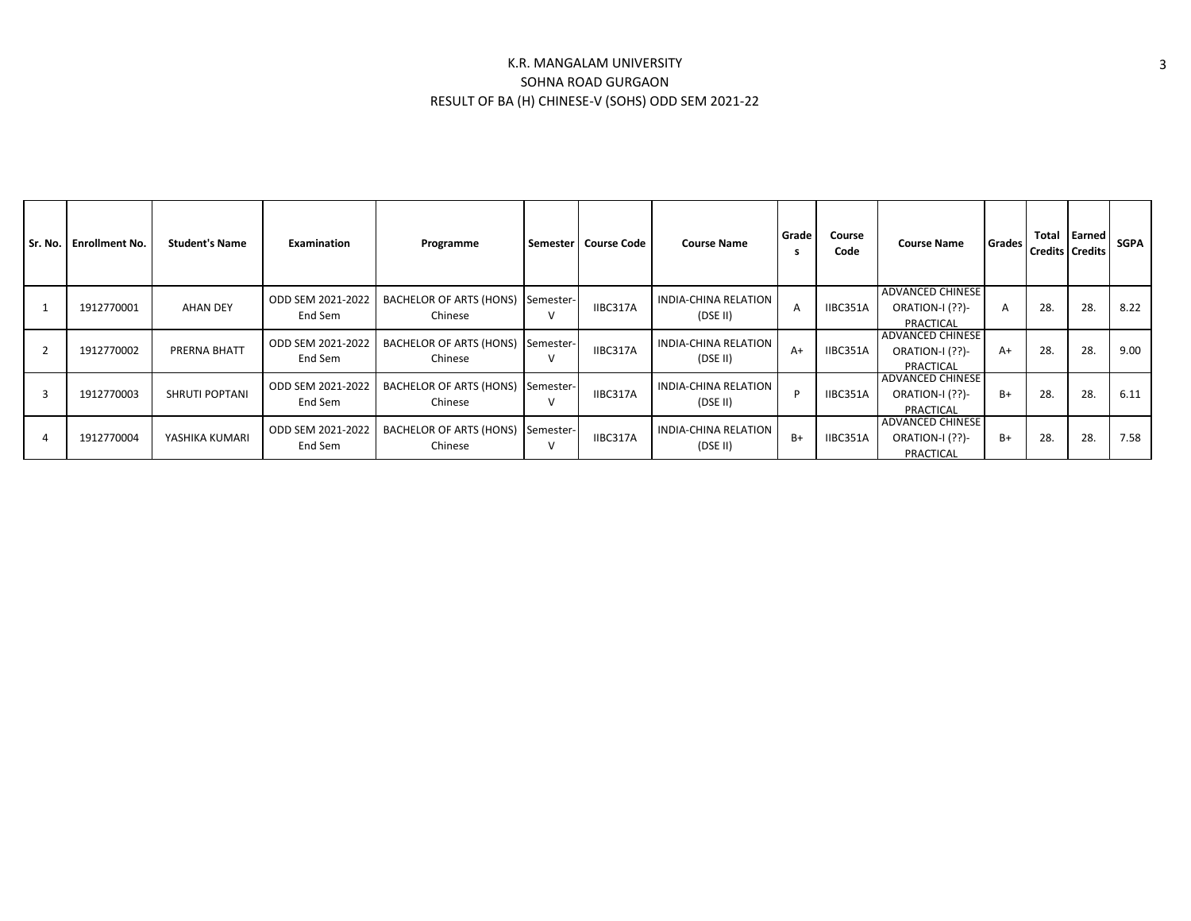# K.R. MANGALAM UNIVERSITY

## SOHNA ROAD GURGAON

### RESULT OF BA (H) CHINESE-V (SOHS) ODD SEM 2021-22

| Sr. No. | Enrollment No. | Student's Name | Examination | Programme | Semester | Course Code | Course Name | Grades | Course Code | Course Name | Grades | Total Credits | Earned Credits | SGPA |
|---|---|---|---|---|---|---|---|---|---|---|---|---|---|---|
| 1 | 1912770001 | AHAN DEY | ODD SEM 2021-2022 End Sem | BACHELOR OF ARTS (HONS) Chinese | Semester-V | IIBC317A | INDIA-CHINA RELATION (DSE II) | A | IIBC351A | ADVANCED CHINESE ORATION-I (??)-PRACTICAL | A | 28. | 28. | 8.22 |
| 2 | 1912770002 | PRERNA BHATT | ODD SEM 2021-2022 End Sem | BACHELOR OF ARTS (HONS) Chinese | Semester-V | IIBC317A | INDIA-CHINA RELATION (DSE II) | A+ | IIBC351A | ADVANCED CHINESE ORATION-I (??)-PRACTICAL | A+ | 28. | 28. | 9.00 |
| 3 | 1912770003 | SHRUTI POPTANI | ODD SEM 2021-2022 End Sem | BACHELOR OF ARTS (HONS) Chinese | Semester-V | IIBC317A | INDIA-CHINA RELATION (DSE II) | P | IIBC351A | ADVANCED CHINESE ORATION-I (??)-PRACTICAL | B+ | 28. | 28. | 6.11 |
| 4 | 1912770004 | YASHIKA KUMARI | ODD SEM 2021-2022 End Sem | BACHELOR OF ARTS (HONS) Chinese | Semester-V | IIBC317A | INDIA-CHINA RELATION (DSE II) | B+ | IIBC351A | ADVANCED CHINESE ORATION-I (??)-PRACTICAL | B+ | 28. | 28. | 7.58 |